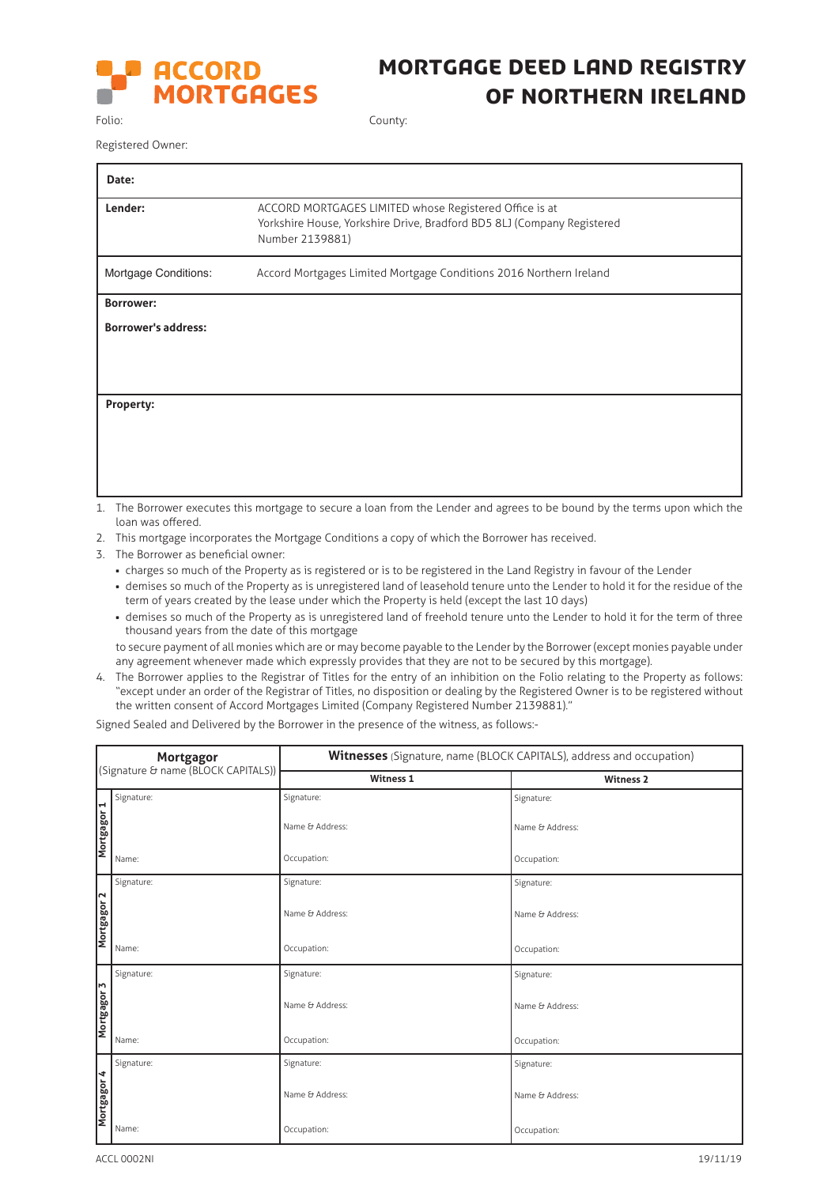ACCORD MORTGAGES

# MORTGAGE DEED LAND REGISTRY OF NORTHERN IRELAND

Folio: County:

Registered Owner:

| | |
|---|---|
| **Date:** | |
| **Lender:** | ACCORD MORTGAGES LIMITED whose Registered Office is at Yorkshire House, Yorkshire Drive, Bradford BD5 8LJ (Company Registered Number 2139881) |
| Mortgage Conditions: | Accord Mortgages Limited Mortgage Conditions 2016 Northern Ireland |
| **Borrower:** <br> **Borrower's address:** | |
| **Property:** | |

1. The Borrower executes this mortgage to secure a loan from the Lender and agrees to be bound by the terms upon which the loan was offered.
2. This mortgage incorporates the Mortgage Conditions a copy of which the Borrower has received.
3. The Borrower as beneficial owner:
   - charges so much of the Property as is registered or is to be registered in the Land Registry in favour of the Lender
   - demises so much of the Property as is unregistered land of leasehold tenure unto the Lender to hold it for the residue of the term of years created by the lease under which the Property is held (except the last 10 days)
   - demises so much of the Property as is unregistered land of freehold tenure unto the Lender to hold it for the term of three thousand years from the date of this mortgage

   to secure payment of all monies which are or may become payable to the Lender by the Borrower (except monies payable under any agreement whenever made which expressly provides that they are not to be secured by this mortgage).
4. The Borrower applies to the Registrar of Titles for the entry of an inhibition on the Folio relating to the Property as follows: "except under an order of the Registrar of Titles, no disposition or dealing by the Registered Owner is to be registered without the written consent of Accord Mortgages Limited (Company Registered Number 2139881)."

Signed Sealed and Delivered by the Borrower in the presence of the witness, as follows:-

| | **Mortgagor** (Signature & name (BLOCK CAPITALS)) | **Witnesses** (Signature, name (BLOCK CAPITALS), address and occupation) | |
|---|---|---|---|
| | | **Witness 1** | **Witness 2** |
| **Mortgagor 1** | Signature:<br><br>Name: | Signature:<br>Name & Address:<br>Occupation: | Signature:<br>Name & Address:<br>Occupation: |
| **Mortgagor 2** | Signature:<br><br>Name: | Signature:<br>Name & Address:<br>Occupation: | Signature:<br>Name & Address:<br>Occupation: |
| **Mortgagor 3** | Signature:<br><br>Name: | Signature:<br>Name & Address:<br>Occupation: | Signature:<br>Name & Address:<br>Occupation: |
| **Mortgagor 4** | Signature:<br><br>Name: | Signature:<br>Name & Address:<br>Occupation: | Signature:<br>Name & Address:<br>Occupation: |

ACCL 0002NI 19/11/19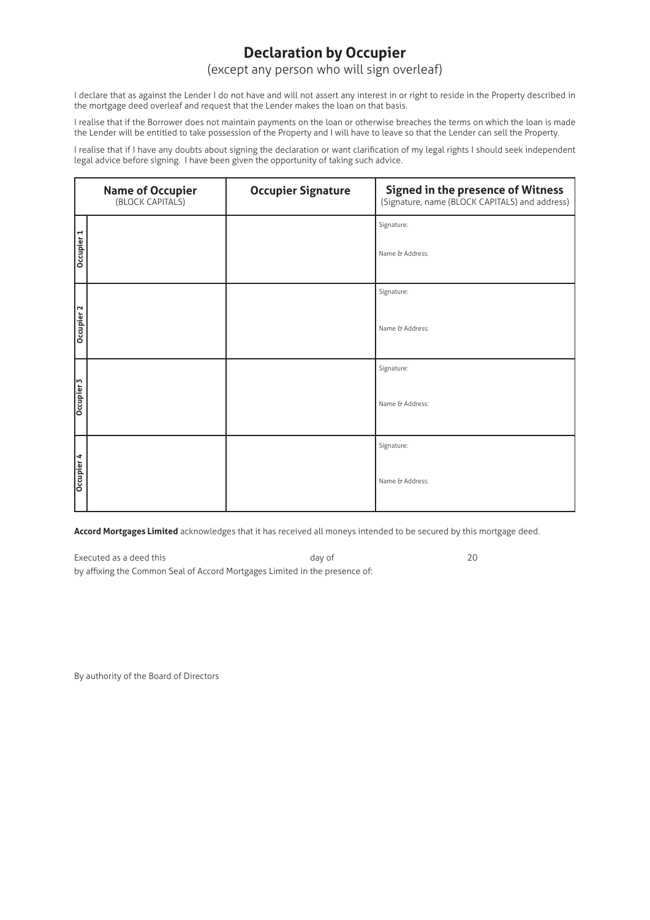# Declaration by Occupier

(except any person who will sign overleaf)

I declare that as against the Lender I do not have and will not assert any interest in or right to reside in the Property described in the mortgage deed overleaf and request that the Lender makes the loan on that basis.

I realise that if the Borrower does not maintain payments on the loan or otherwise breaches the terms on which the loan is made the Lender will be entitled to take possession of the Property and I will have to leave so that the Lender can sell the Property.

I realise that if I have any doubts about signing the declaration or want clarification of my legal rights I should seek independent legal advice before signing. I have been given the opportunity of taking such advice.

| | **Name of Occupier** (BLOCK CAPITALS) | **Occupier Signature** | **Signed in the presence of Witness** (Signature, name (BLOCK CAPITALS) and address) |
|---|---|---|---|
| **Occupier 1** | | | Signature:<br><br>Name & Address: |
| **Occupier 2** | | | Signature:<br><br>Name & Address: |
| **Occupier 3** | | | Signature:<br><br>Name & Address: |
| **Occupier 4** | | | Signature:<br><br>Name & Address: |

**Accord Mortgages Limited** acknowledges that it has received all moneys intended to be secured by this mortgage deed.

Executed as a deed this day of 20

by affixing the Common Seal of Accord Mortgages Limited in the presence of:

By authority of the Board of Directors